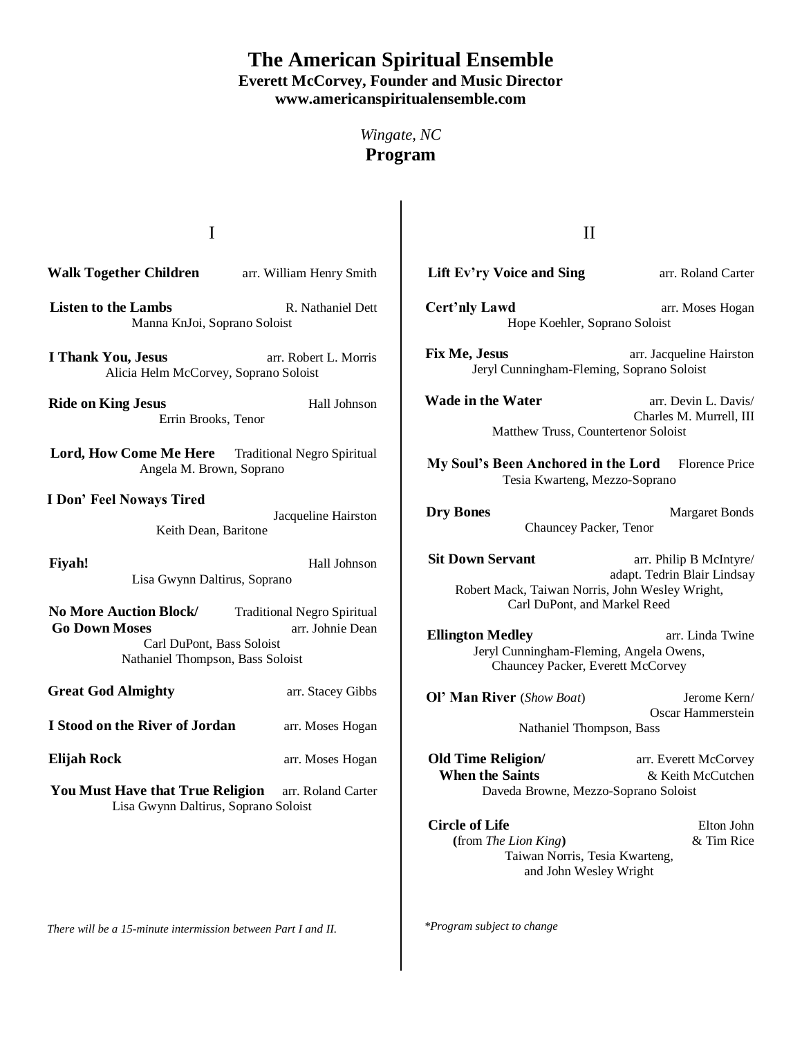# The American Spiritual Ensemble

**Everett McCorvey, Founder and Music Director**
**www.americanspiritualensemble.com**

*Wingate, NC*

## Program

### I

**Walk Together Children** — arr. William Henry Smith

**Listen to the Lambs** — R. Nathaniel Dett
Manna KnJoi, Soprano Soloist

**I Thank You, Jesus** — arr. Robert L. Morris
Alicia Helm McCorvey, Soprano Soloist

**Ride on King Jesus** — Hall Johnson
Errin Brooks, Tenor

**Lord, How Come Me Here** — Traditional Negro Spiritual
Angela M. Brown, Soprano

**I Don' Feel Noways Tired** — Jacqueline Hairston
Keith Dean, Baritone

**Fiyah!** — Hall Johnson
Lisa Gwynn Daltirus, Soprano

**No More Auction Block/** — Traditional Negro Spiritual
**Go Down Moses** — arr. Johnie Dean
Carl DuPont, Bass Soloist
Nathaniel Thompson, Bass Soloist

**Great God Almighty** — arr. Stacey Gibbs

**I Stood on the River of Jordan** — arr. Moses Hogan

**Elijah Rock** — arr. Moses Hogan

**You Must Have that True Religion** — arr. Roland Carter
Lisa Gwynn Daltirus, Soprano Soloist

*There will be a 15-minute intermission between Part I and II.*

### II

**Lift Ev'ry Voice and Sing** — arr. Roland Carter

**Cert'nly Lawd** — arr. Moses Hogan
Hope Koehler, Soprano Soloist

**Fix Me, Jesus** — arr. Jacqueline Hairston
Jeryl Cunningham-Fleming, Soprano Soloist

**Wade in the Water** — arr. Devin L. Davis/ Charles M. Murrell, III
Matthew Truss, Countertenor Soloist

**My Soul's Been Anchored in the Lord** — Florence Price
Tesia Kwarteng, Mezzo-Soprano

**Dry Bones** — Margaret Bonds
Chauncey Packer, Tenor

**Sit Down Servant** — arr. Philip B McIntyre/ adapt. Tedrin Blair Lindsay
Robert Mack, Taiwan Norris, John Wesley Wright, Carl DuPont, and Markel Reed

**Ellington Medley** — arr. Linda Twine
Jeryl Cunningham-Fleming, Angela Owens, Chauncey Packer, Everett McCorvey

**Ol' Man River** (*Show Boat*) — Jerome Kern/ Oscar Hammerstein
Nathaniel Thompson, Bass

**Old Time Religion/** — arr. Everett McCorvey
**When the Saints** — & Keith McCutchen
Daveda Browne, Mezzo-Soprano Soloist

**Circle of Life** — Elton John & Tim Rice
**(**from *The Lion King***)**
Taiwan Norris, Tesia Kwarteng, and John Wesley Wright

**Program subject to change*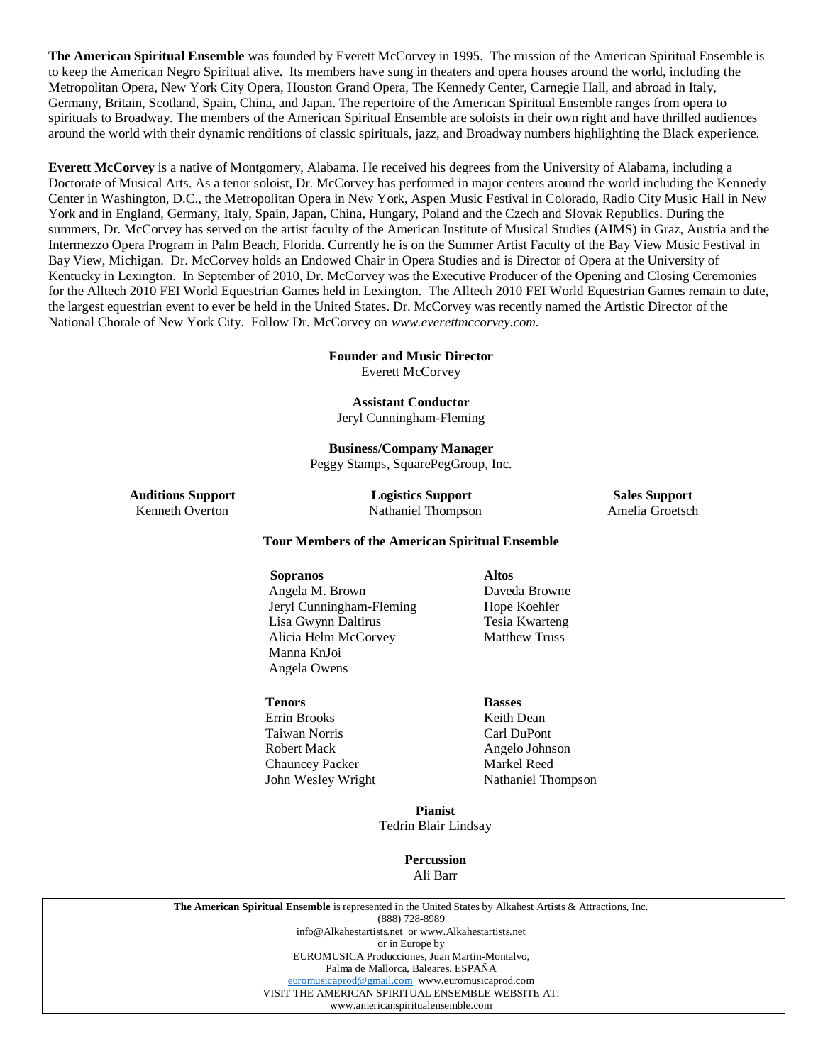**The American Spiritual Ensemble** was founded by Everett McCorvey in 1995. The mission of the American Spiritual Ensemble is to keep the American Negro Spiritual alive. Its members have sung in theaters and opera houses around the world, including the Metropolitan Opera, New York City Opera, Houston Grand Opera, The Kennedy Center, Carnegie Hall, and abroad in Italy, Germany, Britain, Scotland, Spain, China, and Japan. The repertoire of the American Spiritual Ensemble ranges from opera to spirituals to Broadway. The members of the American Spiritual Ensemble are soloists in their own right and have thrilled audiences around the world with their dynamic renditions of classic spirituals, jazz, and Broadway numbers highlighting the Black experience.

**Everett McCorvey** is a native of Montgomery, Alabama. He received his degrees from the University of Alabama, including a Doctorate of Musical Arts. As a tenor soloist, Dr. McCorvey has performed in major centers around the world including the Kennedy Center in Washington, D.C., the Metropolitan Opera in New York, Aspen Music Festival in Colorado, Radio City Music Hall in New York and in England, Germany, Italy, Spain, Japan, China, Hungary, Poland and the Czech and Slovak Republics. During the summers, Dr. McCorvey has served on the artist faculty of the American Institute of Musical Studies (AIMS) in Graz, Austria and the Intermezzo Opera Program in Palm Beach, Florida. Currently he is on the Summer Artist Faculty of the Bay View Music Festival in Bay View, Michigan. Dr. McCorvey holds an Endowed Chair in Opera Studies and is Director of Opera at the University of Kentucky in Lexington. In September of 2010, Dr. McCorvey was the Executive Producer of the Opening and Closing Ceremonies for the Alltech 2010 FEI World Equestrian Games held in Lexington. The Alltech 2010 FEI World Equestrian Games remain to date, the largest equestrian event to ever be held in the United States. Dr. McCorvey was recently named the Artistic Director of the National Chorale of New York City. Follow Dr. McCorvey on *www.everettmccorvey.com.*

**Founder and Music Director**
Everett McCorvey

**Assistant Conductor**
Jeryl Cunningham-Fleming

**Business/Company Manager**
Peggy Stamps, SquarePegGroup, Inc.

**Auditions Support**
Kenneth Overton

**Logistics Support**
Nathaniel Thompson

**Sales Support**
Amelia Groetsch

**Tour Members of the American Spiritual Ensemble**

**Sopranos**
Angela M. Brown
Jeryl Cunningham-Fleming
Lisa Gwynn Daltirus
Alicia Helm McCorvey
Manna KnJoi
Angela Owens

**Altos**
Daveda Browne
Hope Koehler
Tesia Kwarteng
Matthew Truss

**Tenors**
Errin Brooks
Taiwan Norris
Robert Mack
Chauncey Packer
John Wesley Wright

**Basses**
Keith Dean
Carl DuPont
Angelo Johnson
Markel Reed
Nathaniel Thompson

**Pianist**
Tedrin Blair Lindsay

**Percussion**
Ali Barr

**The American Spiritual Ensemble** is represented in the United States by Alkahest Artists & Attractions, Inc.
(888) 728-8989
info@Alkahestartists.net or www.Alkahestartists.net
or in Europe by
EUROMUSICA Producciones, Juan Martin-Montalvo,
Palma de Mallorca, Baleares. ESPAÑA
euromusicaprod@gmail.com www.euromusicaprod.com
VISIT THE AMERICAN SPIRITUAL ENSEMBLE WEBSITE AT:
www.americanspiritualensemble.com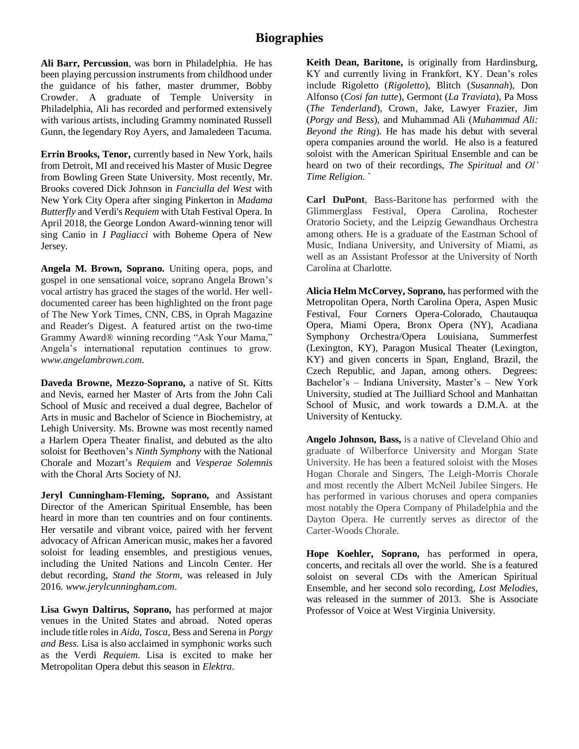# Biographies

**Ali Barr, Percussion**, was born in Philadelphia. He has been playing percussion instruments from childhood under the guidance of his father, master drummer, Bobby Crowder. A graduate of Temple University in Philadelphia, Ali has recorded and performed extensively with various artists, including Grammy nominated Russell Gunn, the legendary Roy Ayers, and Jamaledeen Tacuma.

**Errin Brooks, Tenor,** currently based in New York, hails from Detroit, MI and received his Master of Music Degree from Bowling Green State University. Most recently, Mr. Brooks covered Dick Johnson in *Fanciulla del West* with New York City Opera after singing Pinkerton in *Madama Butterfly* and Verdi's *Requiem* with Utah Festival Opera. In April 2018, the George London Award-winning tenor will sing Canio in *I Pagliacci* with Boheme Opera of New Jersey.

**Angela M. Brown, Soprano.** Uniting opera, pops, and gospel in one sensational voice, soprano Angela Brown's vocal artistry has graced the stages of the world. Her well-documented career has been highlighted on the front page of The New York Times, CNN, CBS, in Oprah Magazine and Reader's Digest. A featured artist on the two-time Grammy Award® winning recording "Ask Your Mama," Angela's international reputation continues to grow. *www.angelambrown.com*.

**Daveda Browne, Mezzo-Soprano,** a native of St. Kitts and Nevis, earned her Master of Arts from the John Cali School of Music and received a dual degree, Bachelor of Arts in music and Bachelor of Science in Biochemistry, at Lehigh University. Ms. Browne was most recently named a Harlem Opera Theater finalist, and debuted as the alto soloist for Beethoven's *Ninth Symphony* with the National Chorale and Mozart's *Requiem* and *Vesperae Solemnis* with the Choral Arts Society of NJ.

**Jeryl Cunningham-Fleming, Soprano,** and Assistant Director of the American Spiritual Ensemble, has been heard in more than ten countries and on four continents. Her versatile and vibrant voice, paired with her fervent advocacy of African American music, makes her a favored soloist for leading ensembles, and prestigious venues, including the United Nations and Lincoln Center. Her debut recording, *Stand the Storm*, was released in July 2016. *www.jerylcunningham.com*.

**Lisa Gwyn Daltirus, Soprano,** has performed at major venues in the United States and abroad. Noted operas include title roles in *Aida, Tosca*, Bess and Serena in *Porgy and Bess*. Lisa is also acclaimed in symphonic works such as the Verdi *Requiem*. Lisa is excited to make her Metropolitan Opera debut this season in *Elektra*.

**Keith Dean, Baritone,** is originally from Hardinsburg, KY and currently living in Frankfort, KY. Dean's roles include Rigoletto (*Rigoletto*), Blitch (*Susannah*), Don Alfonso (*Cosi fan tutte*), Germont (*La Traviata*), Pa Moss (*The Tenderland*), Crown, Jake, Lawyer Frazier, Jim (*Porgy and Bess*), and Muhammad Ali (*Muhammad Ali: Beyond the Ring*). He has made his debut with several opera companies around the world. He also is a featured soloist with the American Spiritual Ensemble and can be heard on two of their recordings, *The Spiritual* and *Ol' Time Religion.* `

**Carl DuPont**, Bass-Baritone has performed with the Glimmerglass Festival, Opera Carolina, Rochester Oratorio Society, and the Leipzig Gewandhaus Orchestra among others. He is a graduate of the Eastman School of Music, Indiana University, and University of Miami, as well as an Assistant Professor at the University of North Carolina at Charlotte.

**Alicia Helm McCorvey, Soprano,** has performed with the Metropolitan Opera, North Carolina Opera, Aspen Music Festival, Four Corners Opera-Colorado, Chautauqua Opera, Miami Opera, Bronx Opera (NY), Acadiana Symphony Orchestra/Opera Louisiana, Summerfest (Lexington, KY), Paragon Musical Theater (Lexington, KY) and given concerts in Span, England, Brazil, the Czech Republic, and Japan, among others. Degrees: Bachelor's – Indiana University, Master's – New York University, studied at The Juilliard School and Manhattan School of Music, and work towards a D.M.A. at the University of Kentucky.

**Angelo Johnson, Bass,** is a native of Cleveland Ohio and graduate of Wilberforce University and Morgan State University. He has been a featured soloist with the Moses Hogan Chorale and Singers, The Leigh-Morris Chorale and most recently the Albert McNeil Jubilee Singers. He has performed in various choruses and opera companies most notably the Opera Company of Philadelphia and the Dayton Opera. He currently serves as director of the Carter-Woods Chorale.

**Hope Koehler, Soprano,** has performed in opera, concerts, and recitals all over the world. She is a featured soloist on several CDs with the American Spiritual Ensemble, and her second solo recording, *Lost Melodies,* was released in the summer of 2013. She is Associate Professor of Voice at West Virginia University.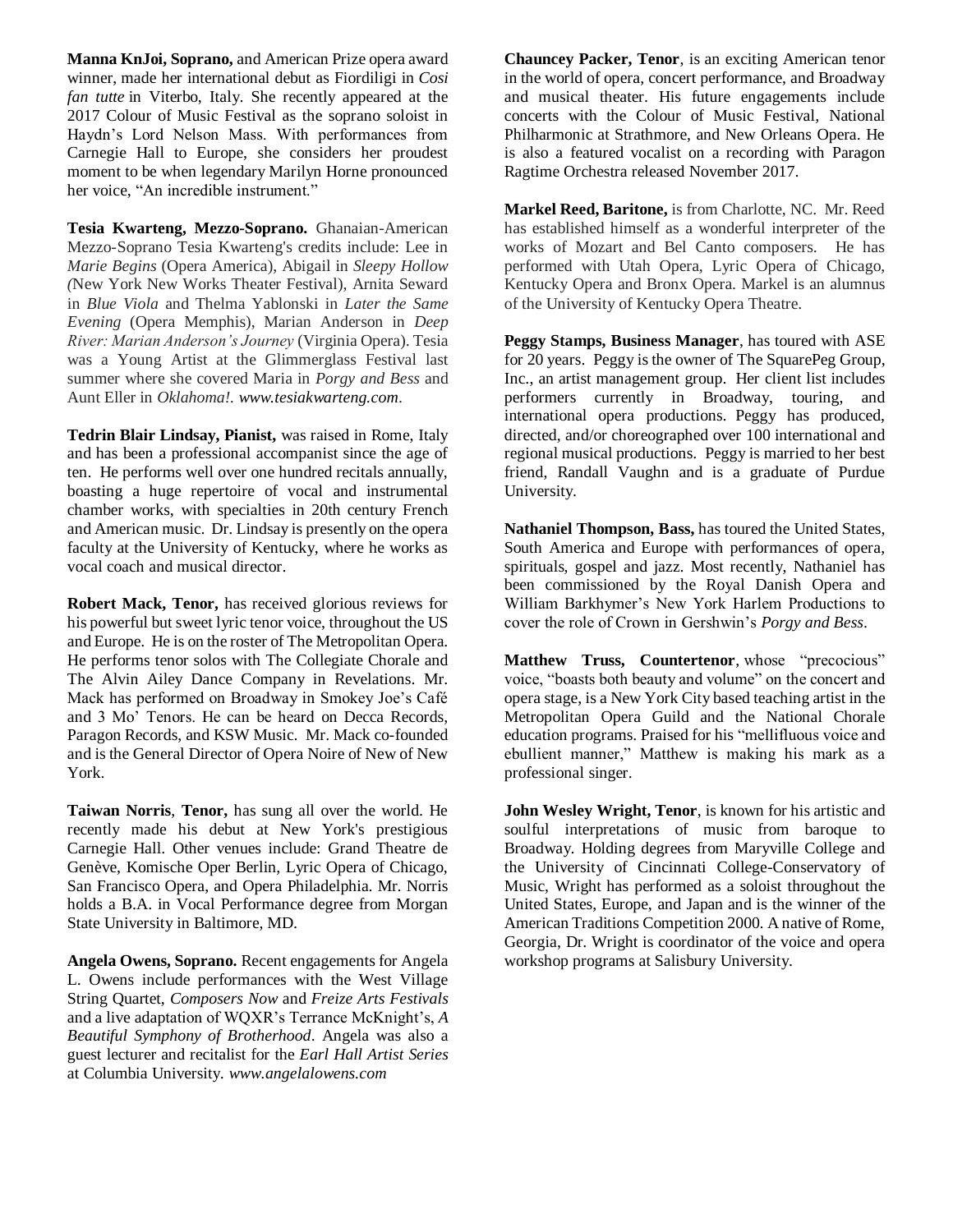**Manna KnJoi, Soprano,** and American Prize opera award winner, made her international debut as Fiordiligi in *Cosi fan tutte* in Viterbo, Italy. She recently appeared at the 2017 Colour of Music Festival as the soprano soloist in Haydn's Lord Nelson Mass. With performances from Carnegie Hall to Europe, she considers her proudest moment to be when legendary Marilyn Horne pronounced her voice, "An incredible instrument."

**Tesia Kwarteng, Mezzo-Soprano.** Ghanaian-American Mezzo-Soprano Tesia Kwarteng's credits include: Lee in *Marie Begins* (Opera America), Abigail in *Sleepy Hollow (*New York New Works Theater Festival), Arnita Seward in *Blue Viola* and Thelma Yablonski in *Later the Same Evening* (Opera Memphis), Marian Anderson in *Deep River: Marian Anderson's Journey* (Virginia Opera). Tesia was a Young Artist at the Glimmerglass Festival last summer where she covered Maria in *Porgy and Bess* and Aunt Eller in *Oklahoma!*. *www.tesiakwarteng.com*.

**Tedrin Blair Lindsay, Pianist,** was raised in Rome, Italy and has been a professional accompanist since the age of ten. He performs well over one hundred recitals annually, boasting a huge repertoire of vocal and instrumental chamber works, with specialties in 20th century French and American music. Dr. Lindsay is presently on the opera faculty at the University of Kentucky, where he works as vocal coach and musical director.

**Robert Mack, Tenor,** has received glorious reviews for his powerful but sweet lyric tenor voice, throughout the US and Europe. He is on the roster of The Metropolitan Opera. He performs tenor solos with The Collegiate Chorale and The Alvin Ailey Dance Company in Revelations. Mr. Mack has performed on Broadway in Smokey Joe's Café and 3 Mo' Tenors. He can be heard on Decca Records, Paragon Records, and KSW Music. Mr. Mack co-founded and is the General Director of Opera Noire of New of New York.

**Taiwan Norris**, **Tenor,** has sung all over the world. He recently made his debut at New York's prestigious Carnegie Hall. Other venues include: Grand Theatre de Genève, Komische Oper Berlin, Lyric Opera of Chicago, San Francisco Opera, and Opera Philadelphia. Mr. Norris holds a B.A. in Vocal Performance degree from Morgan State University in Baltimore, MD.

**Angela Owens, Soprano.** Recent engagements for Angela L. Owens include performances with the West Village String Quartet, *Composers Now* and *Freize Arts Festivals* and a live adaptation of WQXR's Terrance McKnight's, *A Beautiful Symphony of Brotherhood*. Angela was also a guest lecturer and recitalist for the *Earl Hall Artist Series* at Columbia University. *www.angelalowens.com*

**Chauncey Packer, Tenor**, is an exciting American tenor in the world of opera, concert performance, and Broadway and musical theater. His future engagements include concerts with the Colour of Music Festival, National Philharmonic at Strathmore, and New Orleans Opera. He is also a featured vocalist on a recording with Paragon Ragtime Orchestra released November 2017.

**Markel Reed, Baritone,** is from Charlotte, NC. Mr. Reed has established himself as a wonderful interpreter of the works of Mozart and Bel Canto composers. He has performed with Utah Opera, Lyric Opera of Chicago, Kentucky Opera and Bronx Opera. Markel is an alumnus of the University of Kentucky Opera Theatre.

**Peggy Stamps, Business Manager**, has toured with ASE for 20 years. Peggy is the owner of The SquarePeg Group, Inc., an artist management group. Her client list includes performers currently in Broadway, touring, and international opera productions. Peggy has produced, directed, and/or choreographed over 100 international and regional musical productions. Peggy is married to her best friend, Randall Vaughn and is a graduate of Purdue University.

**Nathaniel Thompson, Bass,** has toured the United States, South America and Europe with performances of opera, spirituals, gospel and jazz. Most recently, Nathaniel has been commissioned by the Royal Danish Opera and William Barkhymer's New York Harlem Productions to cover the role of Crown in Gershwin's *Porgy and Bess*.

**Matthew Truss, Countertenor**, whose "precocious" voice, "boasts both beauty and volume" on the concert and opera stage, is a New York City based teaching artist in the Metropolitan Opera Guild and the National Chorale education programs. Praised for his "mellifluous voice and ebullient manner," Matthew is making his mark as a professional singer.

**John Wesley Wright, Tenor**, is known for his artistic and soulful interpretations of music from baroque to Broadway. Holding degrees from Maryville College and the University of Cincinnati College-Conservatory of Music, Wright has performed as a soloist throughout the United States, Europe, and Japan and is the winner of the American Traditions Competition 2000. A native of Rome, Georgia, Dr. Wright is coordinator of the voice and opera workshop programs at Salisbury University.